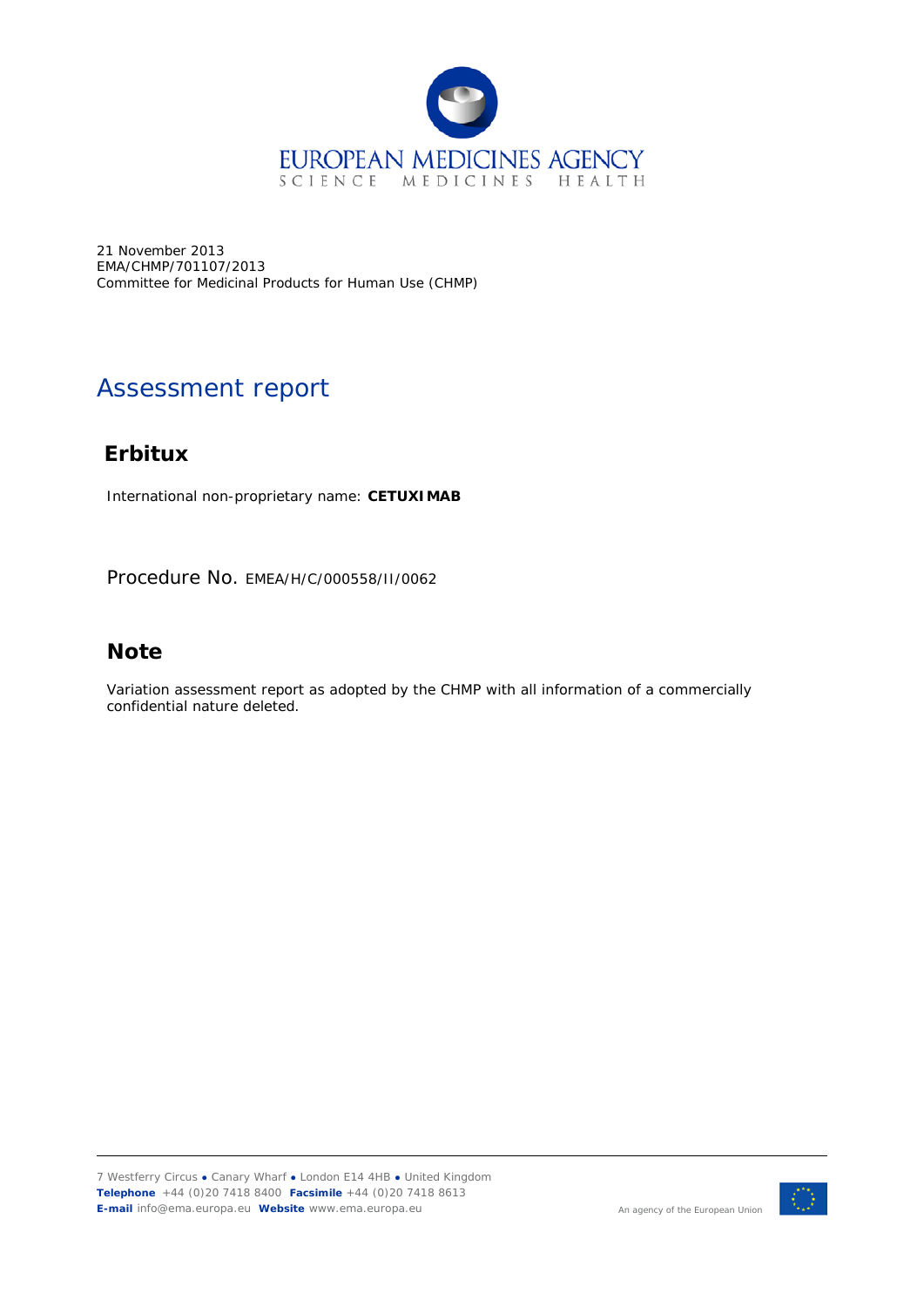21 November 2013
EMA/CHMP/701107/2013
Committee for Medicinal Products for Human Use (CHMP)

# Assessment report

## Erbitux

International non-proprietary name: **CETUXIMAB**

Procedure No. EMEA/H/C/000558/II/0062

## Note

Variation assessment report as adopted by the CHMP with all information of a commercially confidential nature deleted.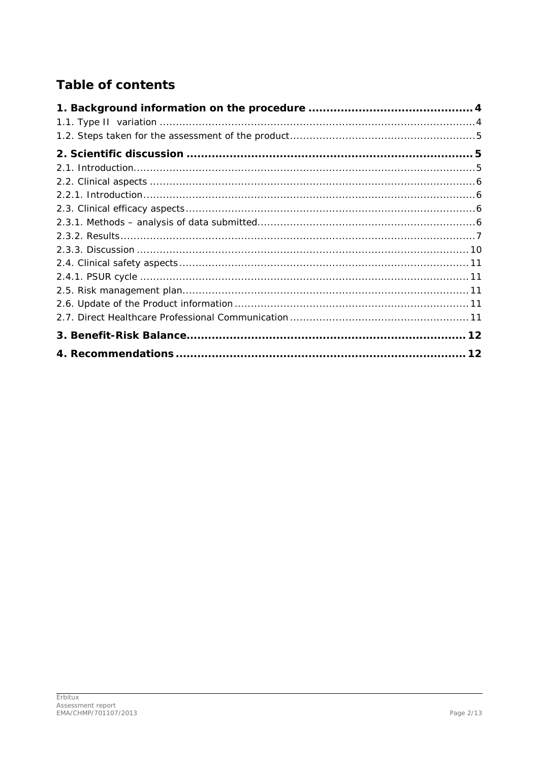# Table of contents

**1. Background information on the procedure ............................................. 4**

1.1. Type II variation ................................................................................................ 4

1.2. Steps taken for the assessment of the product ........................................................ 5

**2. Scientific discussion ............................................................................... 5**

2.1. Introduction ......................................................................................................... 5

2.2. Clinical aspects .................................................................................................... 6

2.2.1. Introduction ...................................................................................................... 6

2.3. Clinical efficacy aspects ........................................................................................ 6

2.3.1. Methods – analysis of data submitted .................................................................. 6

2.3.2. Results ............................................................................................................. 7

2.3.3. Discussion ...................................................................................................... 10

2.4. Clinical safety aspects ......................................................................................... 11

2.4.1. PSUR cycle ..................................................................................................... 11

2.5. Risk management plan ........................................................................................ 11

2.6. Update of the Product information ........................................................................ 11

2.7. Direct Healthcare Professional Communication ....................................................... 11

**3. Benefit-Risk Balance ............................................................................ 12**

**4. Recommendations ................................................................................ 12**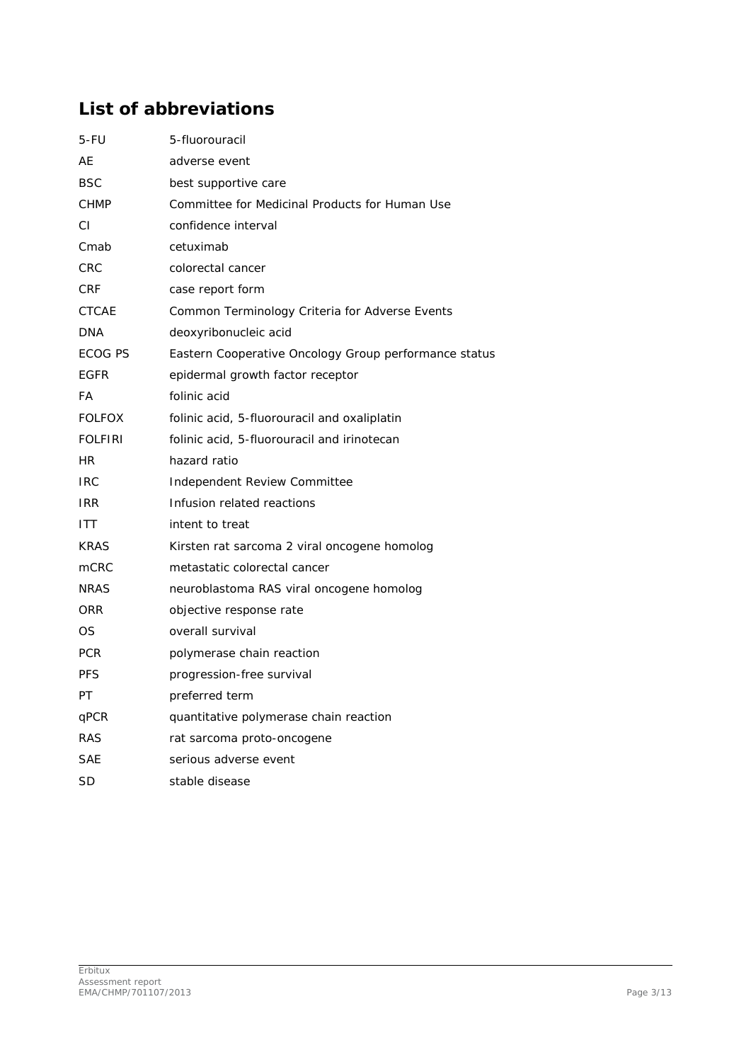# List of abbreviations

| | |
|---|---|
| 5-FU | 5-fluorouracil |
| AE | adverse event |
| BSC | best supportive care |
| CHMP | Committee for Medicinal Products for Human Use |
| CI | confidence interval |
| Cmab | cetuximab |
| CRC | colorectal cancer |
| CRF | case report form |
| CTCAE | Common Terminology Criteria for Adverse Events |
| DNA | deoxyribonucleic acid |
| ECOG PS | Eastern Cooperative Oncology Group performance status |
| EGFR | epidermal growth factor receptor |
| FA | folinic acid |
| FOLFOX | folinic acid, 5-fluorouracil and oxaliplatin |
| FOLFIRI | folinic acid, 5-fluorouracil and irinotecan |
| HR | hazard ratio |
| IRC | Independent Review Committee |
| IRR | Infusion related reactions |
| ITT | intent to treat |
| KRAS | Kirsten rat sarcoma 2 viral oncogene homolog |
| mCRC | metastatic colorectal cancer |
| NRAS | neuroblastoma RAS viral oncogene homolog |
| ORR | objective response rate |
| OS | overall survival |
| PCR | polymerase chain reaction |
| PFS | progression-free survival |
| PT | preferred term |
| qPCR | quantitative polymerase chain reaction |
| RAS | rat sarcoma proto-oncogene |
| SAE | serious adverse event |
| SD | stable disease |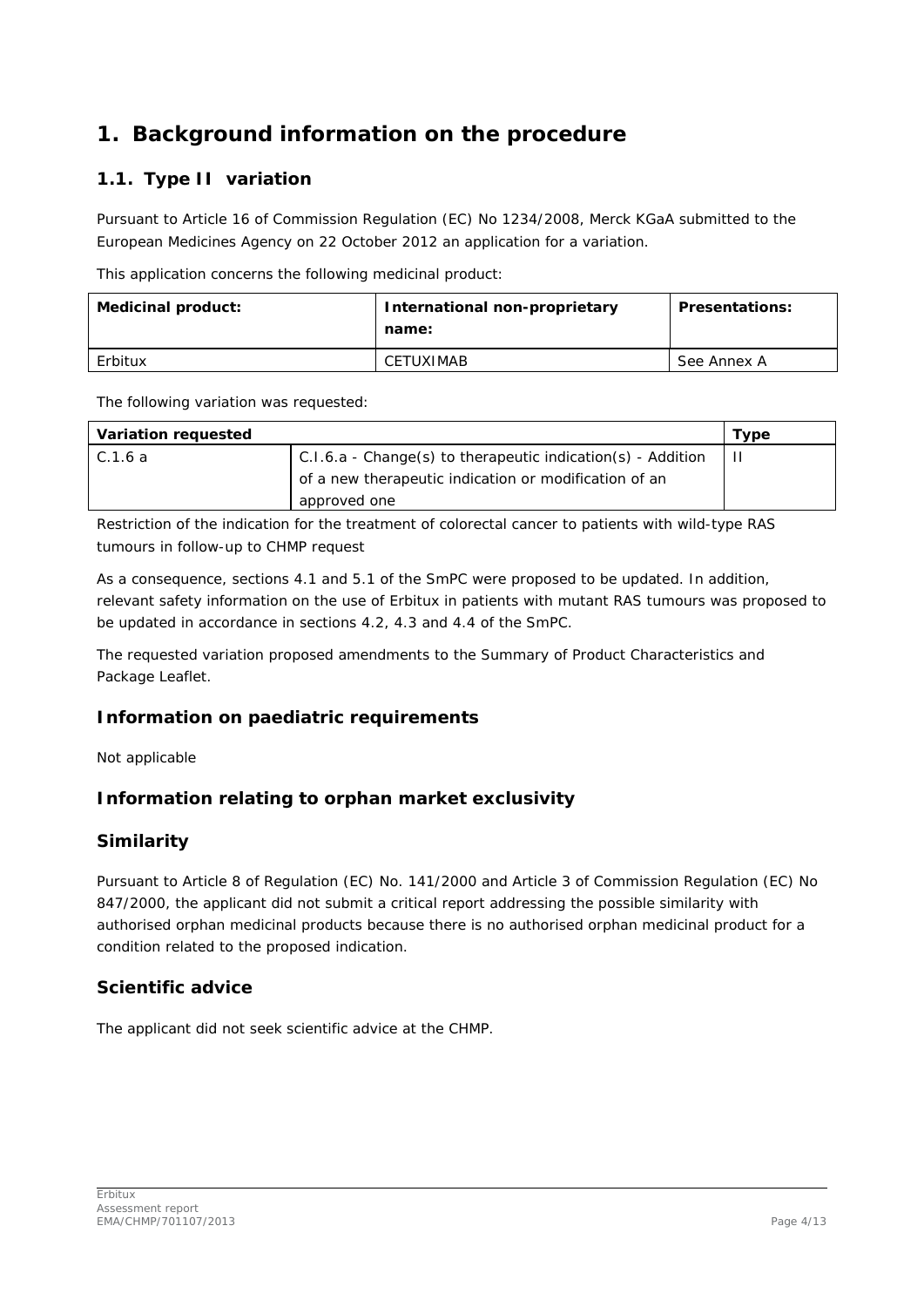# 1. Background information on the procedure

## 1.1. Type II variation

Pursuant to Article 16 of Commission Regulation (EC) No 1234/2008, Merck KGaA submitted to the European Medicines Agency on 22 October 2012 an application for a variation.

This application concerns the following medicinal product:

| Medicinal product: | International non-proprietary name: | Presentations: |
|---|---|---|
| Erbitux | CETUXIMAB | See Annex A |

The following variation was requested:

| Variation requested | | Type |
|---|---|---|
| C.1.6 a | C.I.6.a - Change(s) to therapeutic indication(s) - Addition of a new therapeutic indication or modification of an approved one | II |

Restriction of the indication for the treatment of colorectal cancer to patients with wild-type RAS tumours in follow-up to CHMP request

As a consequence, sections 4.1 and 5.1 of the SmPC were proposed to be updated. In addition, relevant safety information on the use of Erbitux in patients with mutant RAS tumours was proposed to be updated in accordance in sections 4.2, 4.3 and 4.4 of the SmPC.

The requested variation proposed amendments to the Summary of Product Characteristics and Package Leaflet.

### Information on paediatric requirements

Not applicable

### Information relating to orphan market exclusivity

### Similarity

Pursuant to Article 8 of Regulation (EC) No. 141/2000 and Article 3 of Commission Regulation (EC) No 847/2000, the applicant did not submit a critical report addressing the possible similarity with authorised orphan medicinal products because there is no authorised orphan medicinal product for a condition related to the proposed indication.

### Scientific advice

The applicant did not seek scientific advice at the CHMP.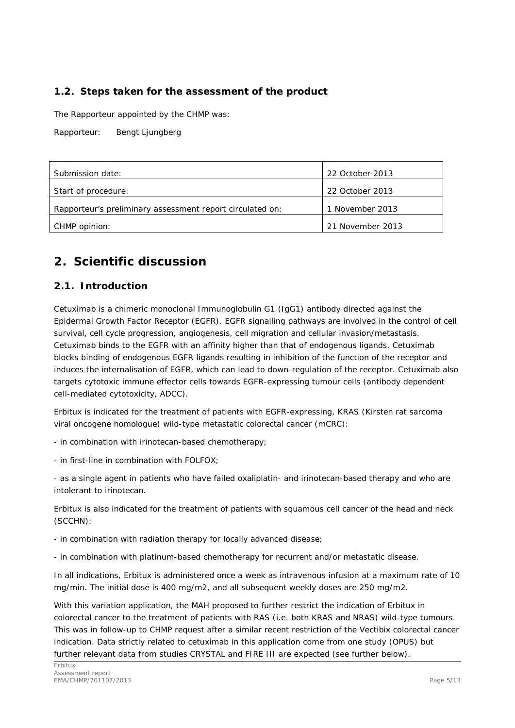## 1.2. Steps taken for the assessment of the product

The Rapporteur appointed by the CHMP was:

Rapporteur: Bengt Ljungberg

| | |
|---|---|
| Submission date: | 22 October 2013 |
| Start of procedure: | 22 October 2013 |
| Rapporteur's preliminary assessment report circulated on: | 1 November 2013 |
| CHMP opinion: | 21 November 2013 |

# 2. Scientific discussion

## 2.1. Introduction

Cetuximab is a chimeric monoclonal Immunoglobulin G1 (IgG1) antibody directed against the Epidermal Growth Factor Receptor (EGFR). EGFR signalling pathways are involved in the control of cell survival, cell cycle progression, angiogenesis, cell migration and cellular invasion/metastasis. Cetuximab binds to the EGFR with an affinity higher than that of endogenous ligands. Cetuximab blocks binding of endogenous EGFR ligands resulting in inhibition of the function of the receptor and induces the internalisation of EGFR, which can lead to down-regulation of the receptor. Cetuximab also targets cytotoxic immune effector cells towards EGFR-expressing tumour cells (antibody dependent cell-mediated cytotoxicity, ADCC).

Erbitux is indicated for the treatment of patients with EGFR-expressing, KRAS (Kirsten rat sarcoma viral oncogene homologue) wild-type metastatic colorectal cancer (mCRC):

- in combination with irinotecan-based chemotherapy;

- in first-line in combination with FOLFOX;

- as a single agent in patients who have failed oxaliplatin- and irinotecan-based therapy and who are intolerant to irinotecan.

Erbitux is also indicated for the treatment of patients with squamous cell cancer of the head and neck (SCCHN):

- in combination with radiation therapy for locally advanced disease;

- in combination with platinum-based chemotherapy for recurrent and/or metastatic disease.

In all indications, Erbitux is administered once a week as intravenous infusion at a maximum rate of 10 mg/min. The initial dose is 400 mg/m2, and all subsequent weekly doses are 250 mg/m2.

With this variation application, the MAH proposed to further restrict the indication of Erbitux in colorectal cancer to the treatment of patients with RAS (i.e. both KRAS and NRAS) wild-type tumours. This was in follow-up to CHMP request after a similar recent restriction of the Vectibix colorectal cancer indication. Data strictly related to cetuximab in this application come from one study (OPUS) but further relevant data from studies CRYSTAL and FIRE III are expected (see further below).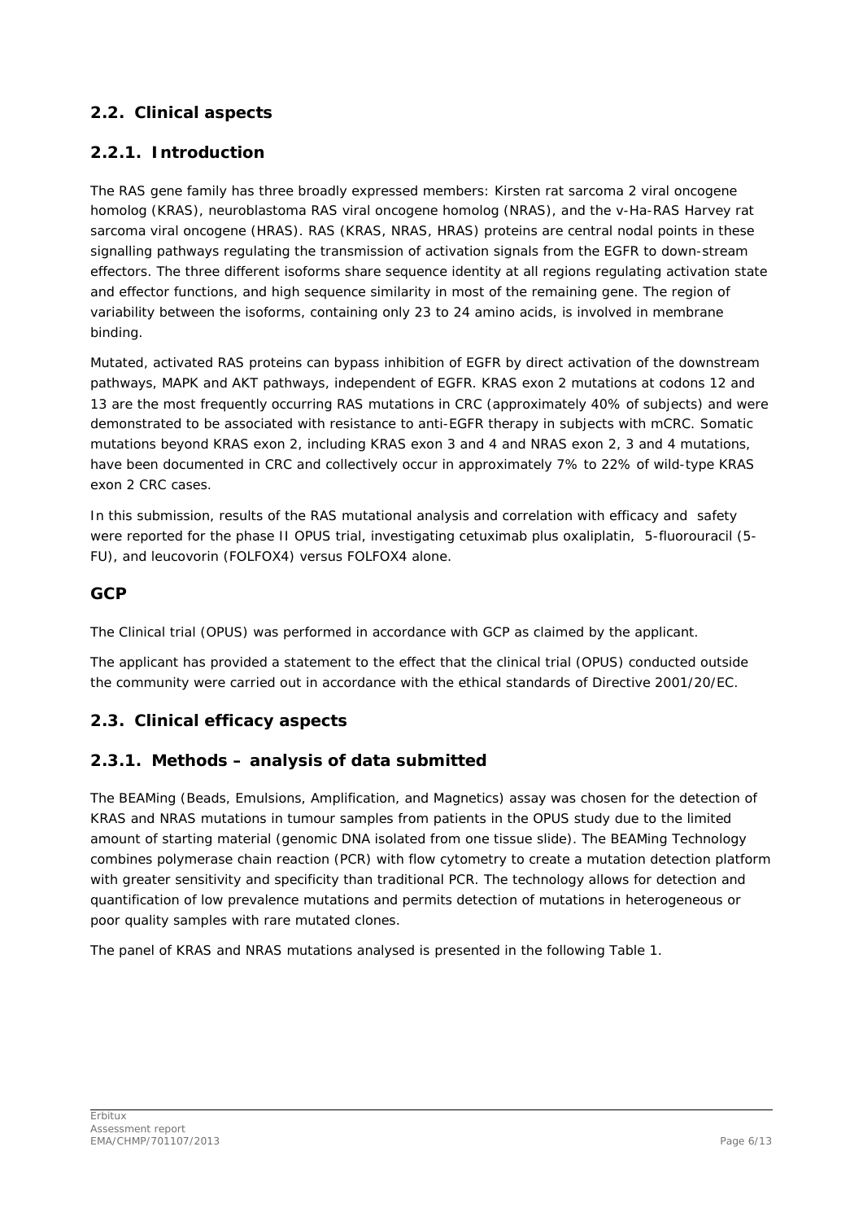## 2.2. Clinical aspects

## 2.2.1. Introduction

The RAS gene family has three broadly expressed members: Kirsten rat sarcoma 2 viral oncogene homolog (KRAS), neuroblastoma RAS viral oncogene homolog (NRAS), and the v-Ha-RAS Harvey rat sarcoma viral oncogene (HRAS). RAS (KRAS, NRAS, HRAS) proteins are central nodal points in these signalling pathways regulating the transmission of activation signals from the EGFR to down-stream effectors. The three different isoforms share sequence identity at all regions regulating activation state and effector functions, and high sequence similarity in most of the remaining gene. The region of variability between the isoforms, containing only 23 to 24 amino acids, is involved in membrane binding.

Mutated, activated RAS proteins can bypass inhibition of EGFR by direct activation of the downstream pathways, MAPK and AKT pathways, independent of EGFR. KRAS exon 2 mutations at codons 12 and 13 are the most frequently occurring RAS mutations in CRC (approximately 40% of subjects) and were demonstrated to be associated with resistance to anti-EGFR therapy in subjects with mCRC. Somatic mutations beyond KRAS exon 2, including KRAS exon 3 and 4 and NRAS exon 2, 3 and 4 mutations, have been documented in CRC and collectively occur in approximately 7% to 22% of wild-type KRAS exon 2 CRC cases.

In this submission, results of the RAS mutational analysis and correlation with efficacy and safety were reported for the phase II OPUS trial, investigating cetuximab plus oxaliplatin, 5-fluorouracil (5-FU), and leucovorin (FOLFOX4) versus FOLFOX4 alone.

## GCP

The Clinical trial (OPUS) was performed in accordance with GCP as claimed by the applicant.

The applicant has provided a statement to the effect that the clinical trial (OPUS) conducted outside the community were carried out in accordance with the ethical standards of Directive 2001/20/EC.

## 2.3. Clinical efficacy aspects

## 2.3.1. Methods – analysis of data submitted

The BEAMing (Beads, Emulsions, Amplification, and Magnetics) assay was chosen for the detection of KRAS and NRAS mutations in tumour samples from patients in the OPUS study due to the limited amount of starting material (genomic DNA isolated from one tissue slide). The BEAMing Technology combines polymerase chain reaction (PCR) with flow cytometry to create a mutation detection platform with greater sensitivity and specificity than traditional PCR. The technology allows for detection and quantification of low prevalence mutations and permits detection of mutations in heterogeneous or poor quality samples with rare mutated clones.

The panel of KRAS and NRAS mutations analysed is presented in the following Table 1.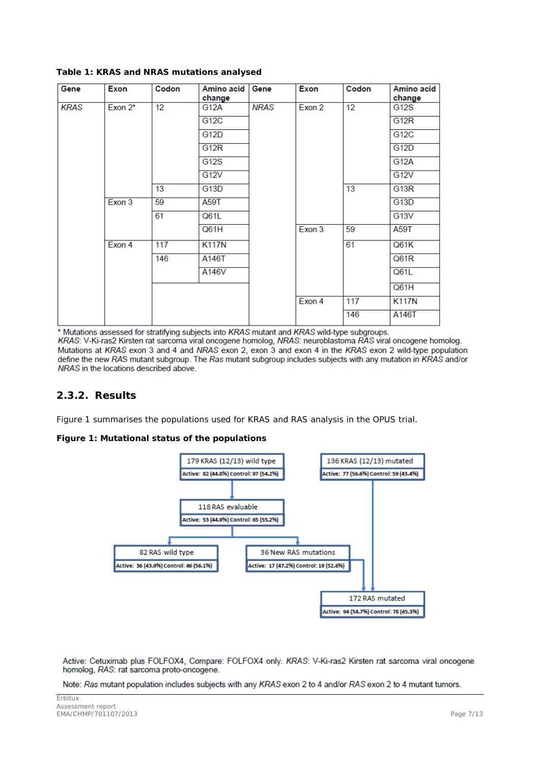**Table 1: KRAS and NRAS mutations analysed**

| Gene | Exon | Codon | Amino acid change | Gene | Exon | Codon | Amino acid change |
|---|---|---|---|---|---|---|---|
| *KRAS* | Exon 2* | 12 | G12A | *NRAS* | Exon 2 | 12 | G12S |
| | | | G12C | | | | G12R |
| | | | G12D | | | | G12C |
| | | | G12R | | | | G12D |
| | | | G12S | | | | G12A |
| | | | G12V | | | | G12V |
| | | 13 | G13D | | | 13 | G13R |
| | Exon 3 | 59 | A59T | | | | G13D |
| | | 61 | Q61L | | | | G13V |
| | | | Q61H | | Exon 3 | 59 | A59T |
| | Exon 4 | 117 | K117N | | | 61 | Q61K |
| | | 146 | A146T | | | | Q61R |
| | | | A146V | | | | Q61L |
| | | | | | | | Q61H |
| | | | | | Exon 4 | 117 | K117N |
| | | | | | | 146 | A146T |

\* Mutations assessed for stratifying subjects into *KRAS* mutant and *KRAS* wild-type subgroups.
*KRAS*: V-Ki-ras2 Kirsten rat sarcoma viral oncogene homolog, *NRAS*: neuroblastoma *RAS* viral oncogene homolog.
Mutations at *KRAS* exon 3 and 4 and *NRAS* exon 2, exon 3 and exon 4 in the *KRAS* exon 2 wild-type population define the new *RAS* mutant subgroup. The *Ras* mutant subgroup includes subjects with any mutation in *KRAS* and/or *NRAS* in the locations described above.

## 2.3.2. Results

Figure 1 summarises the populations used for KRAS and RAS analysis in the OPUS trial.

**Figure 1: Mutational status of the populations**

- 179 KRAS (12/13) wild type — Active: 82 (44.8%) Control: 97 (54.2%)
  - 118 RAS evaluable — Active: 53 (44.9%) Control: 65 (55.2%)
    - 82 RAS wild type — Active: 36 (43.9%) Control: 46 (56.1%)
    - 36 New RAS mutations — Active: 17 (47.2%) Control: 19 (52.6%)
- 136 KRAS (12/13) mutated — Active: 77 (56.6%) Control: 59 (43.4%)
- 172 RAS mutated (36 New RAS mutations + 136 KRAS (12/13) mutated) — Active: 94 (54.7%) Control: 78 (45.3%)

Active: Cetuximab plus FOLFOX4, Compare: FOLFOX4 only. *KRAS*: V-Ki-ras2 Kirsten rat sarcoma viral oncogene homolog, *RAS*: rat sarcoma proto-oncogene.

Note: *Ras* mutant population includes subjects with any *KRAS* exon 2 to 4 and/or *RAS* exon 2 to 4 mutant tumors.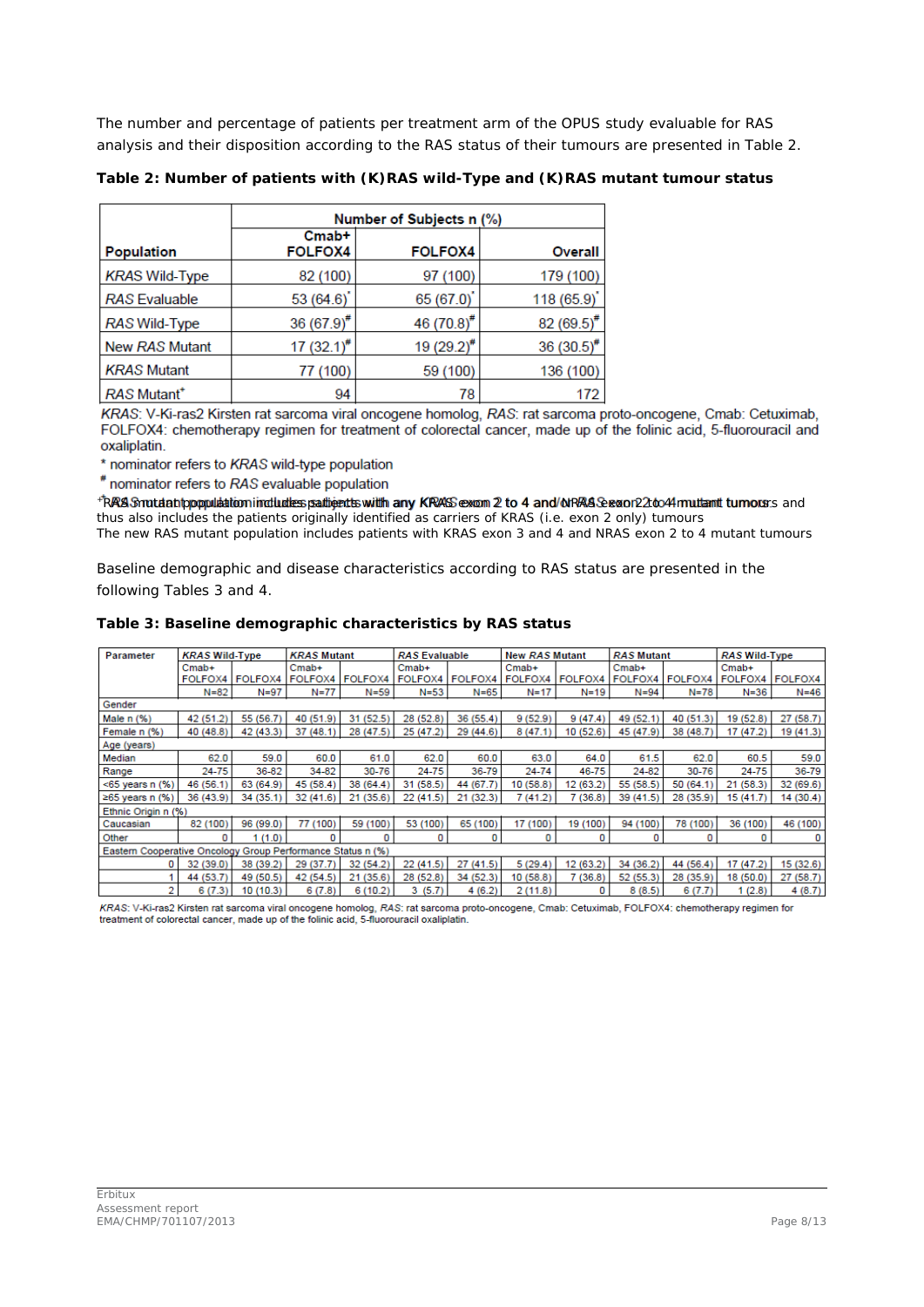The number and percentage of patients per treatment arm of the OPUS study evaluable for RAS analysis and their disposition according to the RAS status of their tumours are presented in Table 2.

**Table 2: Number of patients with (K)RAS wild-Type and (K)RAS mutant tumour status**

| Population | Number of Subjects n (%) | | |
|---|---|---|---|
| | Cmab+ FOLFOX4 | FOLFOX4 | Overall |
| *KRAS* Wild-Type | 82 (100) | 97 (100) | 179 (100) |
| *RAS* Evaluable | 53 (64.6)* | 65 (67.0)* | 118 (65.9)* |
| *RAS* Wild-Type | 36 (67.9)# | 46 (70.8)# | 82 (69.5)# |
| New *RAS* Mutant | 17 (32.1)# | 19 (29.2)# | 36 (30.5)# |
| *KRAS* Mutant | 77 (100) | 59 (100) | 136 (100) |
| *RAS* Mutant+ | 94 | 78 | 172 |

*KRAS*: V-Ki-ras2 Kirsten rat sarcoma viral oncogene homolog, *RAS*: rat sarcoma proto-oncogene, Cmab: Cetuximab, FOLFOX4: chemotherapy regimen for treatment of colorectal cancer, made up of the folinic acid, 5-fluorouracil and oxaliplatin.

\* nominator refers to *KRAS* wild-type population

\# nominator refers to *RAS* evaluable population

\+ RAS mutant population includes patients with any KRAS exon 2 to 4 and NRAS exon 2 to 4 mutant tumours and thus also includes the patients originally identified as carriers of KRAS (i.e. exon 2 only) tumours

The new RAS mutant population includes patients with KRAS exon 3 and 4 and NRAS exon 2 to 4 mutant tumours

Baseline demographic and disease characteristics according to RAS status are presented in the following Tables 3 and 4.

**Table 3: Baseline demographic characteristics by RAS status**

| Parameter | *KRAS* Wild-Type | | *KRAS* Mutant | | *RAS* Evaluable | | New *RAS* Mutant | | *RAS* Mutant | | *RAS* Wild-Type | |
|---|---|---|---|---|---|---|---|---|---|---|---|---|
| | Cmab+ FOLFOX4 | FOLFOX4 | Cmab+ FOLFOX4 | FOLFOX4 | Cmab+ FOLFOX4 | FOLFOX4 | Cmab+ FOLFOX4 | FOLFOX4 | Cmab+ FOLFOX4 | FOLFOX4 | Cmab+ FOLFOX4 | FOLFOX4 |
| | N=82 | N=97 | N=77 | N=59 | N=53 | N=65 | N=17 | N=19 | N=94 | N=78 | N=36 | N=46 |
| Gender | | | | | | | | | | | | |
| Male n (%) | 42 (51.2) | 55 (56.7) | 40 (51.9) | 31 (52.5) | 28 (52.8) | 36 (55.4) | 9 (52.9) | 9 (47.4) | 49 (52.1) | 40 (51.3) | 19 (52.8) | 27 (58.7) |
| Female n (%) | 40 (48.8) | 42 (43.3) | 37 (48.1) | 28 (47.5) | 25 (47.2) | 29 (44.6) | 8 (47.1) | 10 (52.6) | 45 (47.9) | 38 (48.7) | 17 (47.2) | 19 (41.3) |
| Age (years) | | | | | | | | | | | | |
| Median | 62.0 | 59.0 | 60.0 | 61.0 | 62.0 | 60.0 | 63.0 | 64.0 | 61.5 | 62.0 | 60.5 | 59.0 |
| Range | 24-75 | 36-82 | 34-82 | 30-76 | 24-75 | 36-79 | 24-74 | 46-75 | 24-82 | 30-76 | 24-75 | 36-79 |
| <65 years n (%) | 46 (56.1) | 63 (64.9) | 45 (58.4) | 38 (64.4) | 31 (58.5) | 44 (67.7) | 10 (58.8) | 12 (63.2) | 55 (58.5) | 50 (64.1) | 21 (58.3) | 32 (69.6) |
| ≥65 years n (%) | 36 (43.9) | 34 (35.1) | 32 (41.6) | 21 (35.6) | 22 (41.5) | 21 (32.3) | 7 (41.2) | 7 (36.8) | 39 (41.5) | 28 (35.9) | 15 (41.7) | 14 (30.4) |
| Ethnic Origin n (%) | | | | | | | | | | | | |
| Caucasian | 82 (100) | 96 (99.0) | 77 (100) | 59 (100) | 53 (100) | 65 (100) | 17 (100) | 19 (100) | 94 (100) | 78 (100) | 36 (100) | 46 (100) |
| Other | 0 | 1 (1.0) | 0 | 0 | 0 | 0 | 0 | 0 | 0 | 0 | 0 | 0 |
| Eastern Cooperative Oncology Group Performance Status n (%) | | | | | | | | | | | | |
| 0 | 32 (39.0) | 38 (39.2) | 29 (37.7) | 32 (54.2) | 22 (41.5) | 27 (41.5) | 5 (29.4) | 12 (63.2) | 34 (36.2) | 44 (56.4) | 17 (47.2) | 15 (32.6) |
| 1 | 44 (53.7) | 49 (50.5) | 42 (54.5) | 21 (35.6) | 28 (52.8) | 34 (52.3) | 10 (58.8) | 7 (36.8) | 52 (55.3) | 28 (35.9) | 18 (50.0) | 27 (58.7) |
| 2 | 6 (7.3) | 10 (10.3) | 6 (7.8) | 6 (10.2) | 3 (5.7) | 4 (6.2) | 2 (11.8) | 0 | 8 (8.5) | 6 (7.7) | 1 (2.8) | 4 (8.7) |

*KRAS*: V-Ki-ras2 Kirsten rat sarcoma viral oncogene homolog, *RAS*: rat sarcoma proto-oncogene, Cmab: Cetuximab, FOLFOX4: chemotherapy regimen for treatment of colorectal cancer, made up of the folinic acid, 5-fluorouracil oxaliplatin.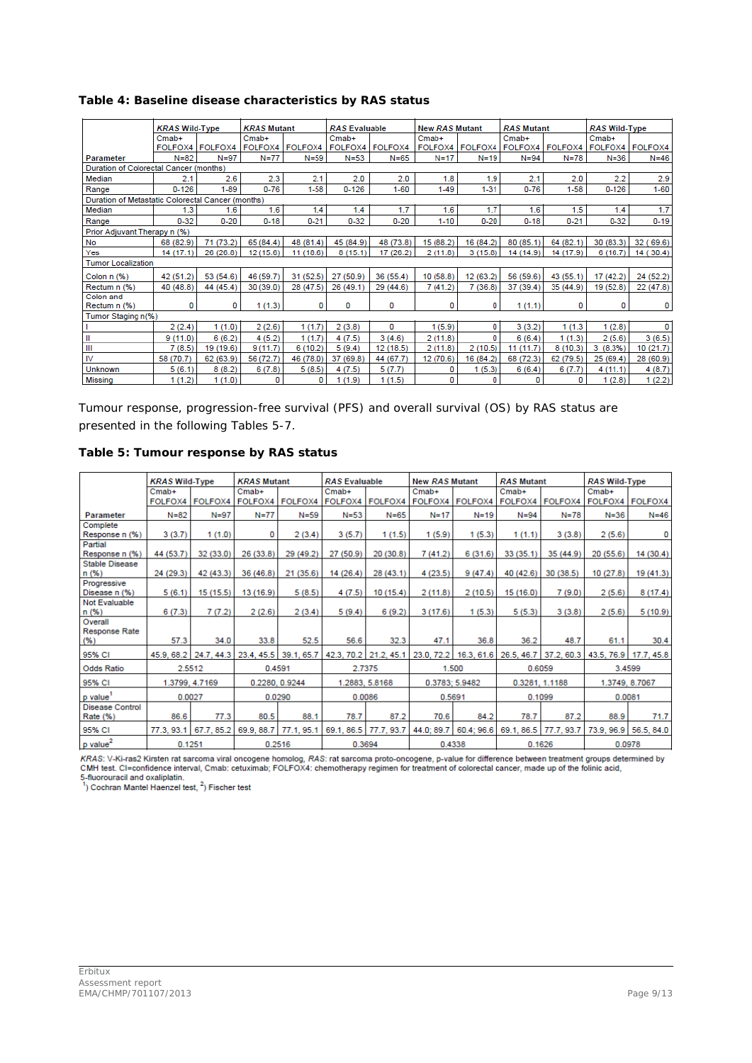**Table 4: Baseline disease characteristics by RAS status**

| | *KRAS* Wild-Type | | *KRAS* Mutant | | *RAS* Evaluable | | New *RAS* Mutant | | *RAS* Mutant | | *RAS* Wild-Type | |
|---|---|---|---|---|---|---|---|---|---|---|---|---|
| | Cmab+ FOLFOX4 | FOLFOX4 | Cmab+ FOLFOX4 | FOLFOX4 | Cmab+ FOLFOX4 | FOLFOX4 | Cmab+ FOLFOX4 | FOLFOX4 | Cmab+ FOLFOX4 | FOLFOX4 | Cmab+ FOLFOX4 | FOLFOX4 |
| Parameter | N=82 | N=97 | N=77 | N=59 | N=53 | N=65 | N=17 | N=19 | N=94 | N=78 | N=36 | N=46 |
| Duration of Colorectal Cancer (months) | | | | | | | | | | | | |
| Median | 2.1 | 2.6 | 2.3 | 2.1 | 2.0 | 2.0 | 1.8 | 1.9 | 2.1 | 2.0 | 2.2 | 2.9 |
| Range | 0-126 | 1-89 | 0-76 | 1-58 | 0-126 | 1-60 | 1-49 | 1-31 | 0-76 | 1-58 | 0-126 | 1-60 |
| Duration of Metastatic Colorectal Cancer (months) | | | | | | | | | | | | |
| Median | 1.3 | 1.6 | 1.6 | 1.4 | 1.4 | 1.7 | 1.6 | 1.7 | 1.6 | 1.5 | 1.4 | 1.7 |
| Range | 0-32 | 0-20 | 0-18 | 0-21 | 0-32 | 0-20 | 1-10 | 0-20 | 0-18 | 0-21 | 0-32 | 0-19 |
| Prior Adjuvant Therapy n (%) | | | | | | | | | | | | |
| No | 68 (82.9) | 71 (73.2) | 65 (84.4) | 48 (81.4) | 45 (84.9) | 48 (73.8) | 15 (88.2) | 16 (84.2) | 80 (85.1) | 64 (82.1) | 30 (83.3) | 32 ( 69.6) |
| Yes | 14 (17.1) | 26 (26.8) | 12 (15.6) | 11 (18.6) | 8 (15.1) | 17 (26.2) | 2 (11.8) | 3 (15.8) | 14 (14.9) | 14 (17.9) | 6 (16.7) | 14 ( 30.4) |
| Tumor Localization | | | | | | | | | | | | |
| Colon n (%) | 42 (51.2) | 53 (54.6) | 46 (59.7) | 31 (52.5) | 27 (50.9) | 36 (55.4) | 10 (58.8) | 12 (63.2) | 56 (59.6) | 43 (55.1) | 17 (42.2) | 24 (52.2) |
| Rectum n (%) | 40 (48.8) | 44 (45.4) | 30 (39.0) | 28 (47.5) | 26 (49.1) | 29 (44.6) | 7 (41.2) | 7 (36.8) | 37 (39.4) | 35 (44.9) | 19 (52.8) | 22 (47.8) |
| Colon and Rectum n (%) | 0 | 0 | 1 (1.3) | 0 | 0 | 0 | 0 | 0 | 1 (1.1) | 0 | 0 | 0 |
| Tumor Staging n(%) | | | | | | | | | | | | |
| I | 2 (2.4) | 1 (1.0) | 2 (2.6) | 1 (1.7) | 2 (3.8) | 0 | 1 (5.9) | 0 | 3 (3.2) | 1 (1.3 | 1 (2.8) | 0 |
| II | 9 (11.0) | 6 (6.2) | 4 (5.2) | 1 (1.7) | 4 (7.5) | 3 (4.6) | 2 (11.8) | 0 | 6 (6.4) | 1 (1.3) | 2 (5.6) | 3 (6.5) |
| III | 7 (8.5) | 19 (19.6) | 9 (11.7) | 6 (10.2) | 5 (9.4) | 12 (18.5) | 2 (11.8) | 2 (10.5) | 11 (11.7) | 8 (10.3) | 3 (8.3%) | 10 (21.7) |
| IV | 58 (70.7) | 62 (63.9) | 56 (72.7) | 46 (78.0) | 37 (69.8) | 44 (67.7) | 12 (70.6) | 16 (84.2) | 68 (72.3) | 62 (79.5) | 25 (69.4) | 28 (60.9) |
| Unknown | 5 (6.1) | 8 (8.2) | 6 (7.8) | 5 (8.5) | 4 (7.5) | 5 (7.7) | 0 | 1 (5.3) | 6 (6.4) | 6 (7.7) | 4 (11.1) | 4 (8.7) |
| Missing | 1 (1.2) | 1 (1.0) | 0 | 0 | 1 (1.9) | 1 (1.5) | 0 | 0 | 0 | 0 | 1 (2.8) | 1 (2.2) |

Tumour response, progression-free survival (PFS) and overall survival (OS) by RAS status are presented in the following Tables 5-7.

**Table 5: Tumour response by RAS status**

| | *KRAS* Wild-Type | | *KRAS* Mutant | | *RAS* Evaluable | | New *RAS* Mutant | | *RAS* Mutant | | *RAS* Wild-Type | |
|---|---|---|---|---|---|---|---|---|---|---|---|---|
| | Cmab+ FOLFOX4 | FOLFOX4 | Cmab+ FOLFOX4 | FOLFOX4 | Cmab+ FOLFOX4 | FOLFOX4 | Cmab+ FOLFOX4 | FOLFOX4 | Cmab+ FOLFOX4 | FOLFOX4 | Cmab+ FOLFOX4 | FOLFOX4 |
| Parameter | N=82 | N=97 | N=77 | N=59 | N=53 | N=65 | N=17 | N=19 | N=94 | N=78 | N=36 | N=46 |
| Complete Response n (%) | 3 (3.7) | 1 (1.0) | 0 | 2 (3.4) | 3 (5.7) | 1 (1.5) | 1 (5.9) | 1 (5.3) | 1 (1.1) | 3 (3.8) | 2 (5.6) | 0 |
| Partial Response n (%) | 44 (53.7) | 32 (33.0) | 26 (33.8) | 29 (49.2) | 27 (50.9) | 20 (30.8) | 7 (41.2) | 6 (31.6) | 33 (35.1) | 35 (44.9) | 20 (55.6) | 14 (30.4) |
| Stable Disease n (%) | 24 (29.3) | 42 (43.3) | 36 (46.8) | 21 (35.6) | 14 (26.4) | 28 (43.1) | 4 (23.5) | 9 (47.4) | 40 (42.6) | 30 (38.5) | 10 (27.8) | 19 (41.3) |
| Progressive Disease n (%) | 5 (6.1) | 15 (15.5) | 13 (16.9) | 5 (8.5) | 4 (7.5) | 10 (15.4) | 2 (11.8) | 2 (10.5) | 15 (16.0) | 7 (9.0) | 2 (5.6) | 8 (17.4) |
| Not Evaluable n (%) | 6 (7.3) | 7 (7.2) | 2 (2.6) | 2 (3.4) | 5 (9.4) | 6 (9.2) | 3 (17.6) | 1 (5.3) | 5 (5.3) | 3 (3.8) | 2 (5.6) | 5 (10.9) |
| Overall Response Rate (%) | 57.3 | 34.0 | 33.8 | 52.5 | 56.6 | 32.3 | 47.1 | 36.8 | 36.2 | 48.7 | 61.1 | 30.4 |
| 95% CI | 45.9, 68.2 | 24.7, 44.3 | 23.4, 45.5 | 39.1, 65.7 | 42.3, 70.2 | 21.2, 45.1 | 23.0, 72.2 | 16.3, 61.6 | 26.5, 46.7 | 37.2, 60.3 | 43.5, 76.9 | 17.7, 45.8 |
| Odds Ratio | 2.5512 | | 0.4591 | | 2.7375 | | 1.500 | | 0.6059 | | 3.4599 | |
| 95% CI | 1.3799, 4.7169 | | 0.2280, 0.9244 | | 1.2883, 5.8168 | | 0.3783; 5.9482 | | 0.3281, 1.1188 | | 1.3749, 8.7067 | |
| p value[1] | 0.0027 | | 0.0290 | | 0.0086 | | 0.5691 | | 0.1099 | | 0.0081 | |
| Disease Control Rate (%) | 86.6 | 77.3 | 80.5 | 88.1 | 78.7 | 87.2 | 70.6 | 84.2 | 78.7 | 87.2 | 88.9 | 71.7 |
| 95% CI | 77.3, 93.1 | 67.7, 85.2 | 69.9, 88.7 | 77.1, 95.1 | 69.1, 86.5 | 77.7, 93.7 | 44.0; 89.7 | 60.4; 96.6 | 69.1, 86.5 | 77.7, 93.7 | 73.9, 96.9 | 56.5, 84.0 |
| p value[2] | 0.1251 | | 0.2516 | | 0.3694 | | 0.4338 | | 0.1626 | | 0.0978 | |

*KRAS*: V-Ki-ras2 Kirsten rat sarcoma viral oncogene homolog, *RAS*: rat sarcoma proto-oncogene, p-value for difference between treatment groups determined by CMH test. CI=confidence interval, Cmab: cetuximab; FOLFOX4: chemotherapy regimen for treatment of colorectal cancer, made up of the folinic acid, 5-fluorouracil and oxaliplatin.
[1]) Cochran Mantel Haenzel test, [2]) Fischer test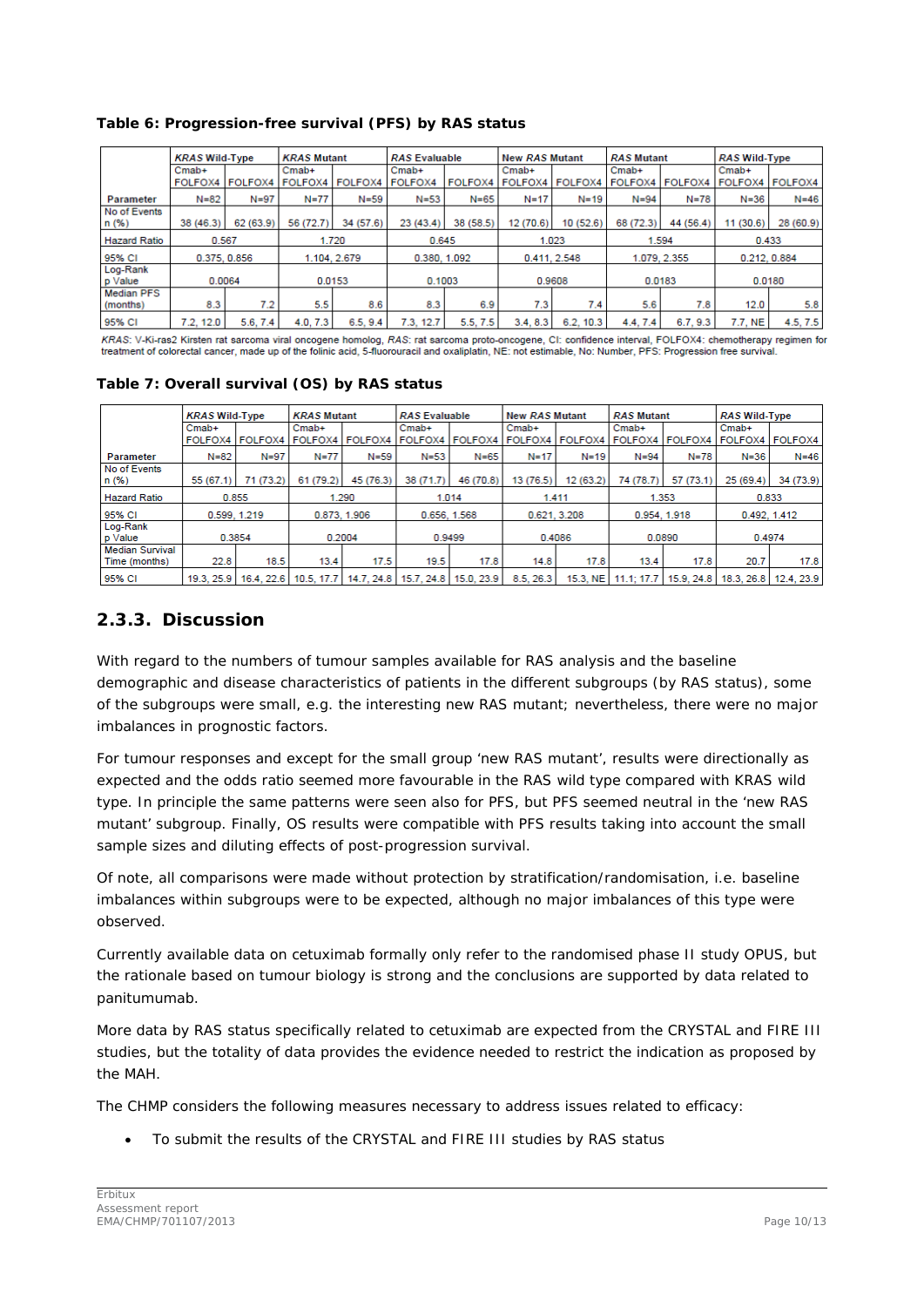**Table 6: Progression-free survival (PFS) by RAS status**

| | *KRAS* Wild-Type | | *KRAS* Mutant | | *RAS* Evaluable | | New *RAS* Mutant | | *RAS* Mutant | | *RAS* Wild-Type | |
|---|---|---|---|---|---|---|---|---|---|---|---|---|
| | Cmab+ FOLFOX4 | FOLFOX4 | Cmab+ FOLFOX4 | FOLFOX4 | Cmab+ FOLFOX4 | FOLFOX4 | Cmab+ FOLFOX4 | FOLFOX4 | Cmab+ FOLFOX4 | FOLFOX4 | Cmab+ FOLFOX4 | FOLFOX4 |
| **Parameter** | N=82 | N=97 | N=77 | N=59 | N=53 | N=65 | N=17 | N=19 | N=94 | N=78 | N=36 | N=46 |
| No of Events n (%) | 38 (46.3) | 62 (63.9) | 56 (72.7) | 34 (57.6) | 23 (43.4) | 38 (58.5) | 12 (70.6) | 10 (52.6) | 68 (72.3) | 44 (56.4) | 11 (30.6) | 28 (60.9) |
| Hazard Ratio | 0.567 | | 1.720 | | 0.645 | | 1.023 | | 1.594 | | 0.433 | |
| 95% CI | 0.375, 0.856 | | 1.104, 2.679 | | 0.380, 1.092 | | 0.411, 2.548 | | 1.079, 2.355 | | 0.212, 0.884 | |
| Log-Rank p Value | 0.0064 | | 0.0153 | | 0.1003 | | 0.9608 | | 0.0183 | | 0.0180 | |
| Median PFS (months) | 8.3 | 7.2 | 5.5 | 8.6 | 8.3 | 6.9 | 7.3 | 7.4 | 5.6 | 7.8 | 12.0 | 5.8 |
| 95% CI | 7.2, 12.0 | 5.6, 7.4 | 4.0, 7.3 | 6.5, 9.4 | 7.3, 12.7 | 5.5, 7.5 | 3.4, 8.3 | 6.2, 10.3 | 4.4, 7.4 | 6.7, 9.3 | 7.7, NE | 4.5, 7.5 |

*KRAS*: V-Ki-ras2 Kirsten rat sarcoma viral oncogene homolog, *RAS*: rat sarcoma proto-oncogene, CI: confidence interval, FOLFOX4: chemotherapy regimen for treatment of colorectal cancer, made up of the folinic acid, 5-fluorouracil and oxaliplatin, NE: not estimable, No: Number, PFS: Progression free survival.

**Table 7: Overall survival (OS) by RAS status**

| | *KRAS* Wild-Type | | *KRAS* Mutant | | *RAS* Evaluable | | New *RAS* Mutant | | *RAS* Mutant | | *RAS* Wild-Type | |
|---|---|---|---|---|---|---|---|---|---|---|---|---|
| | Cmab+ FOLFOX4 | FOLFOX4 | Cmab+ FOLFOX4 | FOLFOX4 | Cmab+ FOLFOX4 | FOLFOX4 | Cmab+ FOLFOX4 | FOLFOX4 | Cmab+ FOLFOX4 | FOLFOX4 | Cmab+ FOLFOX4 | FOLFOX4 |
| **Parameter** | N=82 | N=97 | N=77 | N=59 | N=53 | N=65 | N=17 | N=19 | N=94 | N=78 | N=36 | N=46 |
| No of Events n (%) | 55 (67.1) | 71 (73.2) | 61 (79.2) | 45 (76.3) | 38 (71.7) | 46 (70.8) | 13 (76.5) | 12 (63.2) | 74 (78.7) | 57 (73.1) | 25 (69.4) | 34 (73.9) |
| Hazard Ratio | 0.855 | | 1.290 | | 1.014 | | 1.411 | | 1.353 | | 0.833 | |
| 95% CI | 0.599, 1.219 | | 0.873, 1.906 | | 0.656, 1.568 | | 0.621, 3.208 | | 0.954, 1.918 | | 0.492, 1.412 | |
| Log-Rank p Value | 0.3854 | | 0.2004 | | 0.9499 | | 0.4086 | | 0.0890 | | 0.4974 | |
| Median Survival Time (months) | 22.8 | 18.5 | 13.4 | 17.5 | 19.5 | 17.8 | 14.8 | 17.8 | 13.4 | 17.8 | 20.7 | 17.8 |
| 95% CI | 19.3, 25.9 | 16.4, 22.6 | 10.5, 17.7 | 14.7, 24.8 | 15.7, 24.8 | 15.0, 23.9 | 8.5, 26.3 | 15.3, NE | 11.1; 17.7 | 15.9, 24.8 | 18.3, 26.8 | 12.4, 23.9 |

## 2.3.3. Discussion

With regard to the numbers of tumour samples available for RAS analysis and the baseline demographic and disease characteristics of patients in the different subgroups (by RAS status), some of the subgroups were small, e.g. the interesting new RAS mutant; nevertheless, there were no major imbalances in prognostic factors.

For tumour responses and except for the small group 'new RAS mutant', results were directionally as expected and the odds ratio seemed more favourable in the RAS wild type compared with KRAS wild type. In principle the same patterns were seen also for PFS, but PFS seemed neutral in the 'new RAS mutant' subgroup. Finally, OS results were compatible with PFS results taking into account the small sample sizes and diluting effects of post-progression survival.

Of note, all comparisons were made without protection by stratification/randomisation, i.e. baseline imbalances within subgroups were to be expected, although no major imbalances of this type were observed.

Currently available data on cetuximab formally only refer to the randomised phase II study OPUS, but the rationale based on tumour biology is strong and the conclusions are supported by data related to panitumumab.

More data by RAS status specifically related to cetuximab are expected from the CRYSTAL and FIRE III studies, but the totality of data provides the evidence needed to restrict the indication as proposed by the MAH.

The CHMP considers the following measures necessary to address issues related to efficacy:

- To submit the results of the CRYSTAL and FIRE III studies by RAS status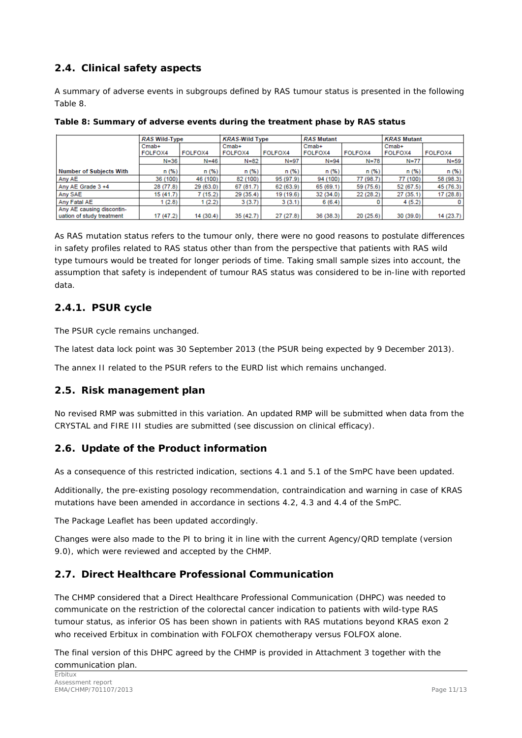## 2.4. Clinical safety aspects

A summary of adverse events in subgroups defined by RAS tumour status is presented in the following Table 8.

**Table 8: Summary of adverse events during the treatment phase by RAS status**

| | *RAS* Wild-Type | | *KRAS*-Wild Type | | *RAS* Mutant | | *KRAS* Mutant | |
|---|---|---|---|---|---|---|---|---|
| | Cmab+ FOLFOX4 | FOLFOX4 | Cmab+ FOLFOX4 | FOLFOX4 | Cmab+ FOLFOX4 | FOLFOX4 | Cmab+ FOLFOX4 | FOLFOX4 |
| | N=36 | N=46 | N=82 | N=97 | N=94 | N=78 | N=77 | N=59 |
| **Number of Subjects With** | n (%) | n (%) | n (%) | n (%) | n (%) | n (%) | n (%) | n (%) |
| Any AE | 36 (100) | 46 (100) | 82 (100) | 95 (97.9) | 94 (100) | 77 (98.7) | 77 (100) | 58 (98.3) |
| Any AE Grade 3 +4 | 28 (77.8) | 29 (63.0) | 67 (81.7) | 62 (63.9) | 65 (69.1) | 59 (75.6) | 52 (67.5) | 45 (76.3) |
| Any SAE | 15 (41.7) | 7 (15.2) | 29 (35.4) | 19 (19.6) | 32 (34.0) | 22 (28.2) | 27 (35.1) | 17 (28.8) |
| Any Fatal AE | 1 (2.8) | 1 (2.2) | 3 (3.7) | 3 (3.1) | 6 (6.4) | 0 | 4 (5.2) | 0 |
| Any AE causing discontin-uation of study treatment | 17 (47.2) | 14 (30.4) | 35 (42.7) | 27 (27.8) | 36 (38.3) | 20 (25.6) | 30 (39.0) | 14 (23.7) |

As RAS mutation status refers to the tumour only, there were no good reasons to postulate differences in safety profiles related to RAS status other than from the perspective that patients with RAS wild type tumours would be treated for longer periods of time. Taking small sample sizes into account, the assumption that safety is independent of tumour RAS status was considered to be in-line with reported data.

### 2.4.1. PSUR cycle

The PSUR cycle remains unchanged.

The latest data lock point was 30 September 2013 (the PSUR being expected by 9 December 2013).

The annex II related to the PSUR refers to the EURD list which remains unchanged.

## 2.5. Risk management plan

No revised RMP was submitted in this variation. An updated RMP will be submitted when data from the CRYSTAL and FIRE III studies are submitted (see discussion on clinical efficacy).

## 2.6. Update of the Product information

As a consequence of this restricted indication, sections 4.1 and 5.1 of the SmPC have been updated.

Additionally, the pre-existing posology recommendation, contraindication and warning in case of KRAS mutations have been amended in accordance in sections 4.2, 4.3 and 4.4 of the SmPC.

The Package Leaflet has been updated accordingly.

Changes were also made to the PI to bring it in line with the current Agency/QRD template (version 9.0), which were reviewed and accepted by the CHMP.

## 2.7. Direct Healthcare Professional Communication

The CHMP considered that a Direct Healthcare Professional Communication (DHPC) was needed to communicate on the restriction of the colorectal cancer indication to patients with wild-type RAS tumour status, as inferior OS has been shown in patients with RAS mutations beyond KRAS exon 2 who received Erbitux in combination with FOLFOX chemotherapy versus FOLFOX alone.

The final version of this DHPC agreed by the CHMP is provided in Attachment 3 together with the communication plan.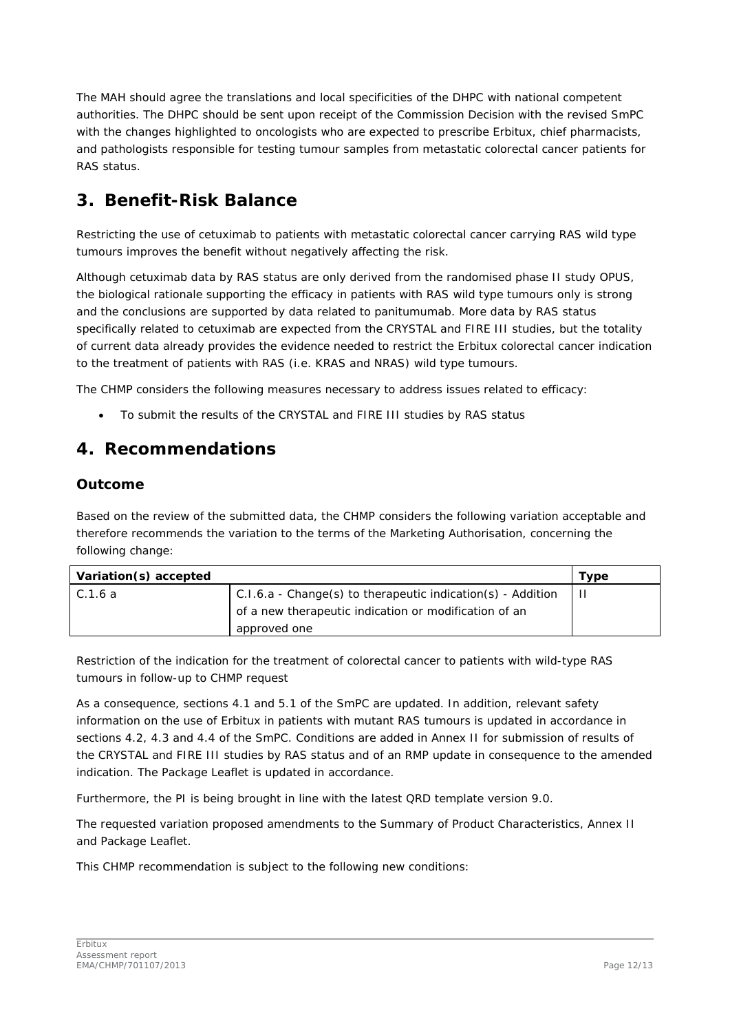The MAH should agree the translations and local specificities of the DHPC with national competent authorities. The DHPC should be sent upon receipt of the Commission Decision with the revised SmPC with the changes highlighted to oncologists who are expected to prescribe Erbitux, chief pharmacists, and pathologists responsible for testing tumour samples from metastatic colorectal cancer patients for RAS status.

# 3. Benefit-Risk Balance

Restricting the use of cetuximab to patients with metastatic colorectal cancer carrying RAS wild type tumours improves the benefit without negatively affecting the risk.

Although cetuximab data by RAS status are only derived from the randomised phase II study OPUS, the biological rationale supporting the efficacy in patients with RAS wild type tumours only is strong and the conclusions are supported by data related to panitumumab. More data by RAS status specifically related to cetuximab are expected from the CRYSTAL and FIRE III studies, but the totality of current data already provides the evidence needed to restrict the Erbitux colorectal cancer indication to the treatment of patients with RAS (i.e. KRAS and NRAS) wild type tumours.

The CHMP considers the following measures necessary to address issues related to efficacy:

- To submit the results of the CRYSTAL and FIRE III studies by RAS status

# 4. Recommendations

## Outcome

Based on the review of the submitted data, the CHMP considers the following variation acceptable and therefore recommends the variation to the terms of the Marketing Authorisation, concerning the following change:

| Variation(s) accepted | | Type |
|---|---|---|
| C.1.6 a | C.I.6.a - Change(s) to therapeutic indication(s) - Addition of a new therapeutic indication or modification of an approved one | II |

Restriction of the indication for the treatment of colorectal cancer to patients with wild-type RAS tumours in follow-up to CHMP request

As a consequence, sections 4.1 and 5.1 of the SmPC are updated. In addition, relevant safety information on the use of Erbitux in patients with mutant RAS tumours is updated in accordance in sections 4.2, 4.3 and 4.4 of the SmPC. Conditions are added in Annex II for submission of results of the CRYSTAL and FIRE III studies by RAS status and of an RMP update in consequence to the amended indication. The Package Leaflet is updated in accordance.

Furthermore, the PI is being brought in line with the latest QRD template version 9.0.

The requested variation proposed amendments to the Summary of Product Characteristics, Annex II and Package Leaflet.

This CHMP recommendation is subject to the following new conditions: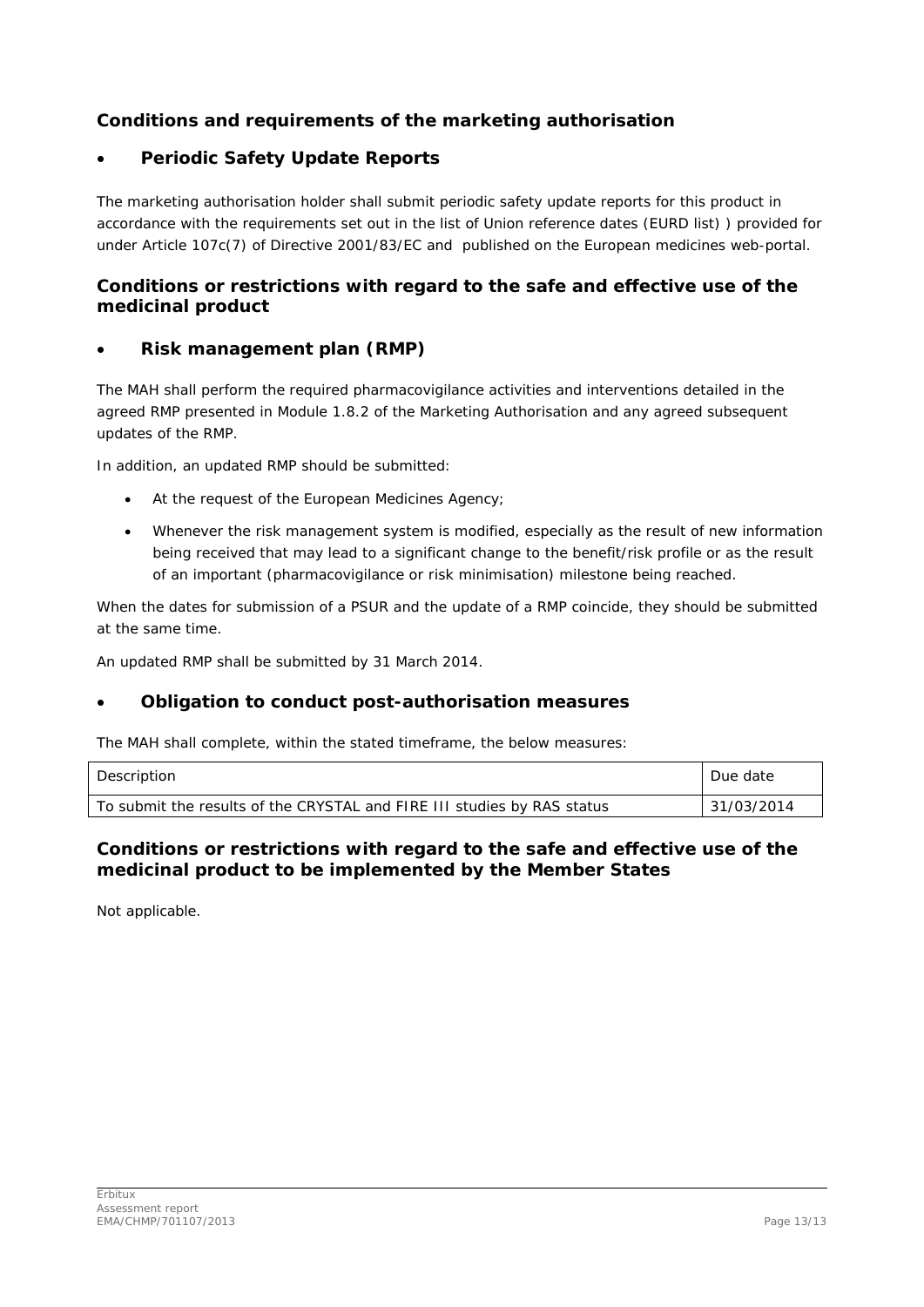## Conditions and requirements of the marketing authorisation

- **Periodic Safety Update Reports**

The marketing authorisation holder shall submit periodic safety update reports for this product in accordance with the requirements set out in the list of Union reference dates (EURD list) ) provided for under Article 107c(7) of Directive 2001/83/EC and published on the European medicines web-portal.

## Conditions or restrictions with regard to the safe and effective use of the medicinal product

- **Risk management plan (RMP)**

The MAH shall perform the required pharmacovigilance activities and interventions detailed in the agreed RMP presented in Module 1.8.2 of the Marketing Authorisation and any agreed subsequent updates of the RMP.

In addition, an updated RMP should be submitted:

- At the request of the European Medicines Agency;
- Whenever the risk management system is modified, especially as the result of new information being received that may lead to a significant change to the benefit/risk profile or as the result of an important (pharmacovigilance or risk minimisation) milestone being reached.

When the dates for submission of a PSUR and the update of a RMP coincide, they should be submitted at the same time.

An updated RMP shall be submitted by 31 March 2014.

- **Obligation to conduct post-authorisation measures**

The MAH shall complete, within the stated timeframe, the below measures:

| Description | Due date |
|---|---|
| To submit the results of the CRYSTAL and FIRE III studies by RAS status | 31/03/2014 |

## Conditions or restrictions with regard to the safe and effective use of the medicinal product to be implemented by the Member States

Not applicable.